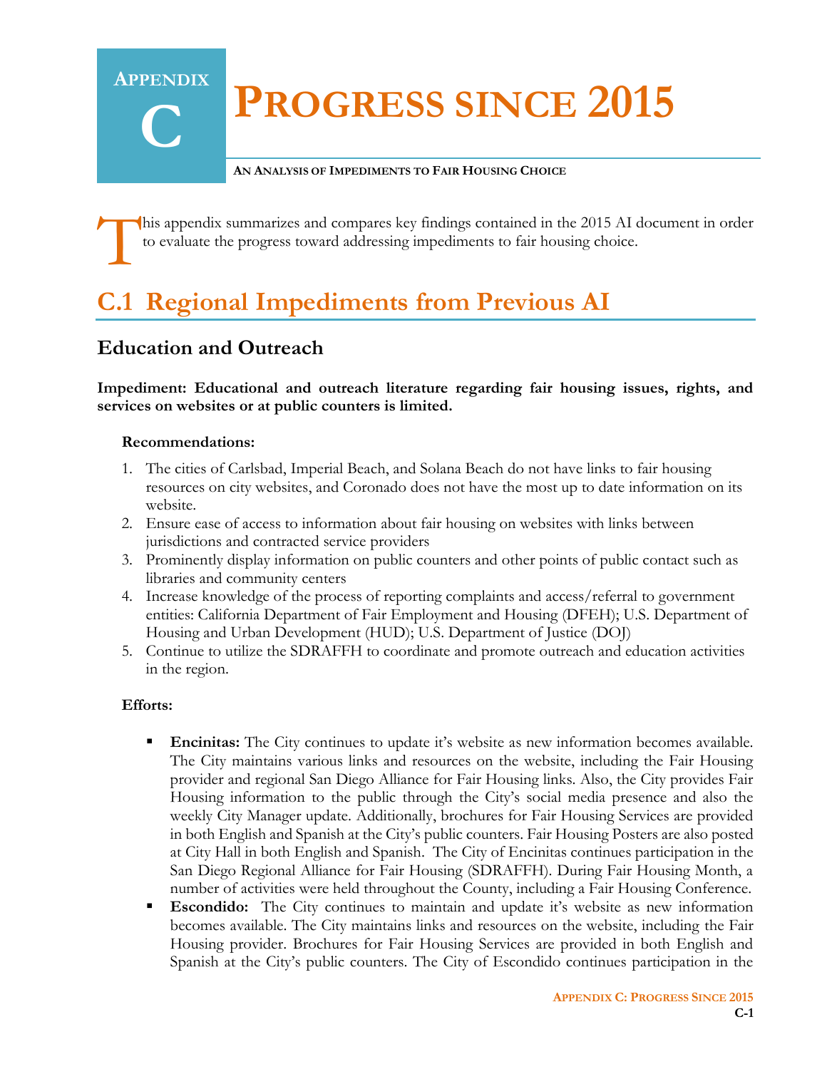# Appendix C: Progress since 2015

**An Analysis of Impediments to Fair Housing Choice**

This appendix summarizes and compares key findings contained in the 2015 AI document in order to evaluate the progress toward addressing impediments to fair housing choice.

## C.1 Regional Impediments from Previous AI

### Education and Outreach

**Impediment: Educational and outreach literature regarding fair housing issues, rights, and services on websites or at public counters is limited.**

**Recommendations:**

1. The cities of Carlsbad, Imperial Beach, and Solana Beach do not have links to fair housing resources on city websites, and Coronado does not have the most up to date information on its website.
2. Ensure ease of access to information about fair housing on websites with links between jurisdictions and contracted service providers
3. Prominently display information on public counters and other points of public contact such as libraries and community centers
4. Increase knowledge of the process of reporting complaints and access/referral to government entities: California Department of Fair Employment and Housing (DFEH); U.S. Department of Housing and Urban Development (HUD); U.S. Department of Justice (DOJ)
5. Continue to utilize the SDRAFFH to coordinate and promote outreach and education activities in the region.

**Efforts:**

- **Encinitas:** The City continues to update it's website as new information becomes available. The City maintains various links and resources on the website, including the Fair Housing provider and regional San Diego Alliance for Fair Housing links. Also, the City provides Fair Housing information to the public through the City's social media presence and also the weekly City Manager update. Additionally, brochures for Fair Housing Services are provided in both English and Spanish at the City's public counters. Fair Housing Posters are also posted at City Hall in both English and Spanish. The City of Encinitas continues participation in the San Diego Regional Alliance for Fair Housing (SDRAFFH). During Fair Housing Month, a number of activities were held throughout the County, including a Fair Housing Conference.
- **Escondido:** The City continues to maintain and update it's website as new information becomes available. The City maintains links and resources on the website, including the Fair Housing provider. Brochures for Fair Housing Services are provided in both English and Spanish at the City's public counters. The City of Escondido continues participation in the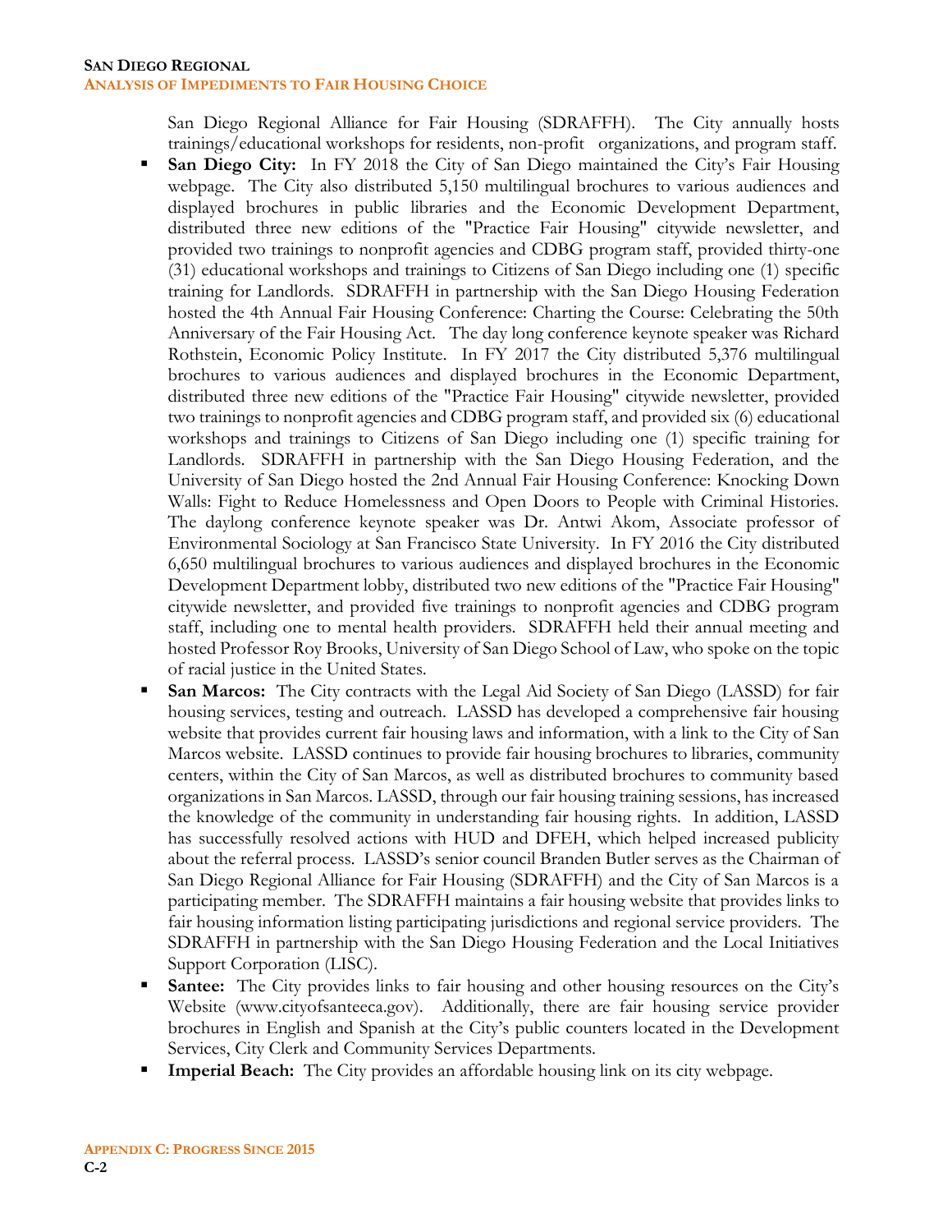San Diego Regional Alliance for Fair Housing (SDRAFFH). The City annually hosts trainings/educational workshops for residents, non-profit organizations, and program staff.

- **San Diego City:** In FY 2018 the City of San Diego maintained the City's Fair Housing webpage. The City also distributed 5,150 multilingual brochures to various audiences and displayed brochures in public libraries and the Economic Development Department, distributed three new editions of the "Practice Fair Housing" citywide newsletter, and provided two trainings to nonprofit agencies and CDBG program staff, provided thirty-one (31) educational workshops and trainings to Citizens of San Diego including one (1) specific training for Landlords. SDRAFFH in partnership with the San Diego Housing Federation hosted the 4th Annual Fair Housing Conference: Charting the Course: Celebrating the 50th Anniversary of the Fair Housing Act. The day long conference keynote speaker was Richard Rothstein, Economic Policy Institute. In FY 2017 the City distributed 5,376 multilingual brochures to various audiences and displayed brochures in the Economic Department, distributed three new editions of the "Practice Fair Housing" citywide newsletter, provided two trainings to nonprofit agencies and CDBG program staff, and provided six (6) educational workshops and trainings to Citizens of San Diego including one (1) specific training for Landlords. SDRAFFH in partnership with the San Diego Housing Federation, and the University of San Diego hosted the 2nd Annual Fair Housing Conference: Knocking Down Walls: Fight to Reduce Homelessness and Open Doors to People with Criminal Histories. The daylong conference keynote speaker was Dr. Antwi Akom, Associate professor of Environmental Sociology at San Francisco State University. In FY 2016 the City distributed 6,650 multilingual brochures to various audiences and displayed brochures in the Economic Development Department lobby, distributed two new editions of the "Practice Fair Housing" citywide newsletter, and provided five trainings to nonprofit agencies and CDBG program staff, including one to mental health providers. SDRAFFH held their annual meeting and hosted Professor Roy Brooks, University of San Diego School of Law, who spoke on the topic of racial justice in the United States.
- **San Marcos:** The City contracts with the Legal Aid Society of San Diego (LASSD) for fair housing services, testing and outreach. LASSD has developed a comprehensive fair housing website that provides current fair housing laws and information, with a link to the City of San Marcos website. LASSD continues to provide fair housing brochures to libraries, community centers, within the City of San Marcos, as well as distributed brochures to community based organizations in San Marcos. LASSD, through our fair housing training sessions, has increased the knowledge of the community in understanding fair housing rights. In addition, LASSD has successfully resolved actions with HUD and DFEH, which helped increased publicity about the referral process. LASSD's senior council Branden Butler serves as the Chairman of San Diego Regional Alliance for Fair Housing (SDRAFFH) and the City of San Marcos is a participating member. The SDRAFFH maintains a fair housing website that provides links to fair housing information listing participating jurisdictions and regional service providers. The SDRAFFH in partnership with the San Diego Housing Federation and the Local Initiatives Support Corporation (LISC).
- **Santee:** The City provides links to fair housing and other housing resources on the City's Website (www.cityofsanteeca.gov). Additionally, there are fair housing service provider brochures in English and Spanish at the City's public counters located in the Development Services, City Clerk and Community Services Departments.
- **Imperial Beach:** The City provides an affordable housing link on its city webpage.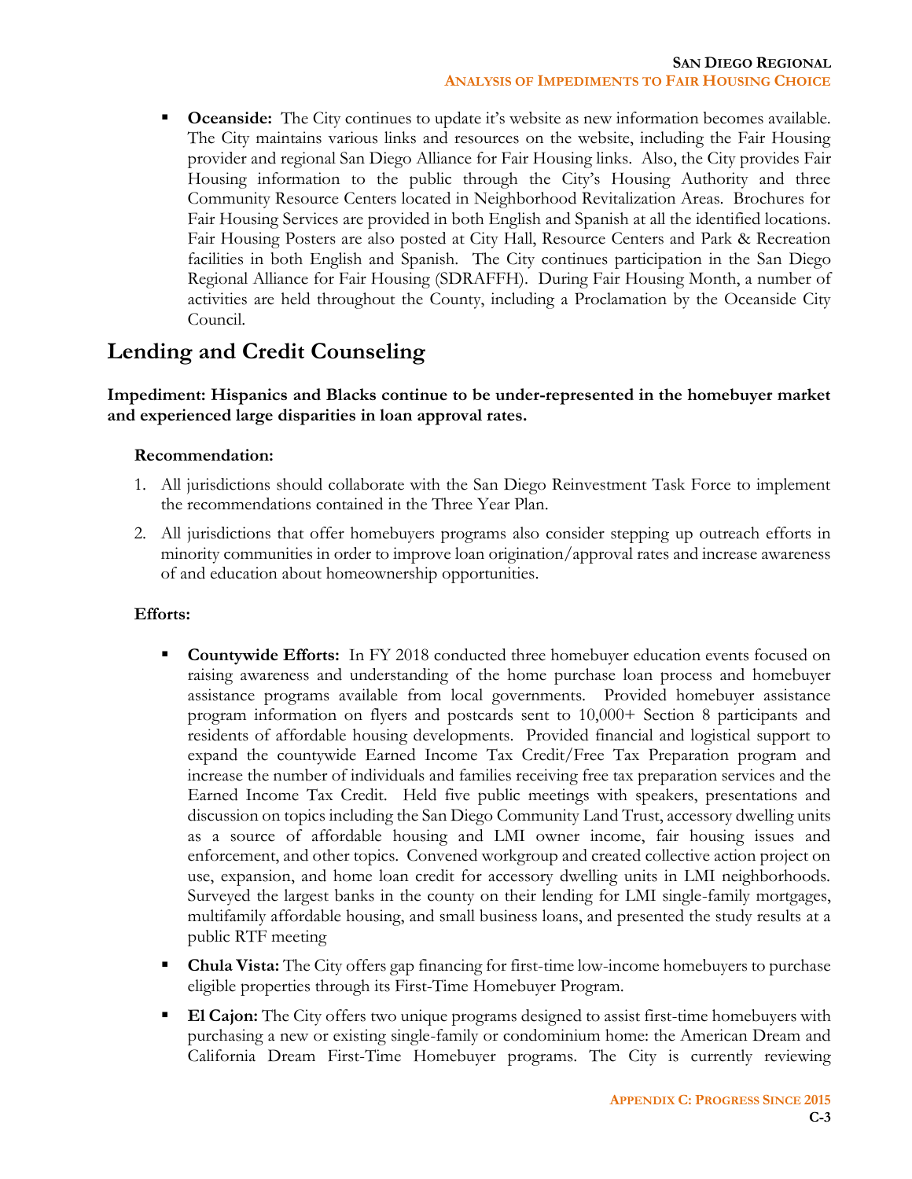- **Oceanside:** The City continues to update it's website as new information becomes available. The City maintains various links and resources on the website, including the Fair Housing provider and regional San Diego Alliance for Fair Housing links. Also, the City provides Fair Housing information to the public through the City's Housing Authority and three Community Resource Centers located in Neighborhood Revitalization Areas. Brochures for Fair Housing Services are provided in both English and Spanish at all the identified locations. Fair Housing Posters are also posted at City Hall, Resource Centers and Park & Recreation facilities in both English and Spanish. The City continues participation in the San Diego Regional Alliance for Fair Housing (SDRAFFH). During Fair Housing Month, a number of activities are held throughout the County, including a Proclamation by the Oceanside City Council.

## Lending and Credit Counseling

**Impediment: Hispanics and Blacks continue to be under-represented in the homebuyer market and experienced large disparities in loan approval rates.**

**Recommendation:**

1. All jurisdictions should collaborate with the San Diego Reinvestment Task Force to implement the recommendations contained in the Three Year Plan.
2. All jurisdictions that offer homebuyers programs also consider stepping up outreach efforts in minority communities in order to improve loan origination/approval rates and increase awareness of and education about homeownership opportunities.

**Efforts:**

- **Countywide Efforts:** In FY 2018 conducted three homebuyer education events focused on raising awareness and understanding of the home purchase loan process and homebuyer assistance programs available from local governments. Provided homebuyer assistance program information on flyers and postcards sent to 10,000+ Section 8 participants and residents of affordable housing developments. Provided financial and logistical support to expand the countywide Earned Income Tax Credit/Free Tax Preparation program and increase the number of individuals and families receiving free tax preparation services and the Earned Income Tax Credit. Held five public meetings with speakers, presentations and discussion on topics including the San Diego Community Land Trust, accessory dwelling units as a source of affordable housing and LMI owner income, fair housing issues and enforcement, and other topics. Convened workgroup and created collective action project on use, expansion, and home loan credit for accessory dwelling units in LMI neighborhoods. Surveyed the largest banks in the county on their lending for LMI single-family mortgages, multifamily affordable housing, and small business loans, and presented the study results at a public RTF meeting
- **Chula Vista:** The City offers gap financing for first-time low-income homebuyers to purchase eligible properties through its First-Time Homebuyer Program.
- **El Cajon:** The City offers two unique programs designed to assist first-time homebuyers with purchasing a new or existing single-family or condominium home: the American Dream and California Dream First-Time Homebuyer programs. The City is currently reviewing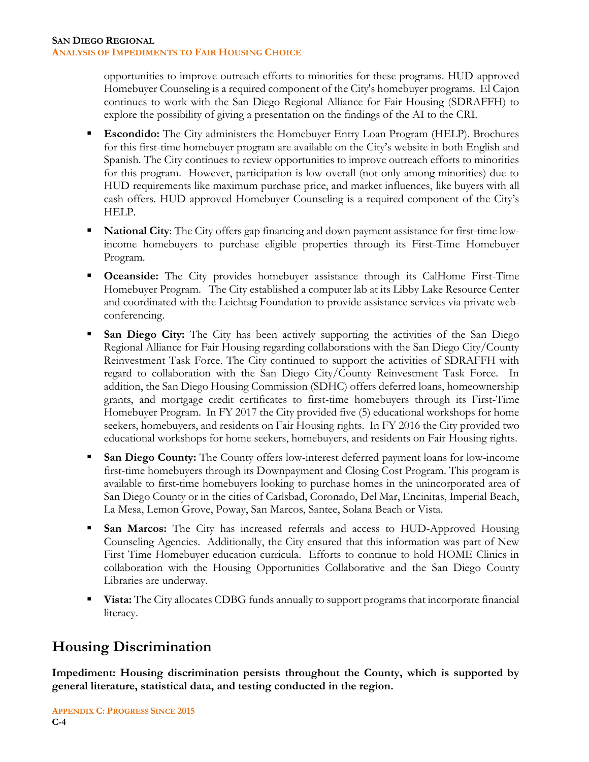opportunities to improve outreach efforts to minorities for these programs. HUD-approved Homebuyer Counseling is a required component of the City's homebuyer programs. El Cajon continues to work with the San Diego Regional Alliance for Fair Housing (SDRAFFH) to explore the possibility of giving a presentation on the findings of the AI to the CRI.

- **Escondido:** The City administers the Homebuyer Entry Loan Program (HELP). Brochures for this first-time homebuyer program are available on the City's website in both English and Spanish. The City continues to review opportunities to improve outreach efforts to minorities for this program. However, participation is low overall (not only among minorities) due to HUD requirements like maximum purchase price, and market influences, like buyers with all cash offers. HUD approved Homebuyer Counseling is a required component of the City's HELP.
- **National City**: The City offers gap financing and down payment assistance for first-time low-income homebuyers to purchase eligible properties through its First-Time Homebuyer Program.
- **Oceanside:** The City provides homebuyer assistance through its CalHome First-Time Homebuyer Program. The City established a computer lab at its Libby Lake Resource Center and coordinated with the Leichtag Foundation to provide assistance services via private web-conferencing.
- **San Diego City:** The City has been actively supporting the activities of the San Diego Regional Alliance for Fair Housing regarding collaborations with the San Diego City/County Reinvestment Task Force. The City continued to support the activities of SDRAFFH with regard to collaboration with the San Diego City/County Reinvestment Task Force. In addition, the San Diego Housing Commission (SDHC) offers deferred loans, homeownership grants, and mortgage credit certificates to first-time homebuyers through its First-Time Homebuyer Program. In FY 2017 the City provided five (5) educational workshops for home seekers, homebuyers, and residents on Fair Housing rights. In FY 2016 the City provided two educational workshops for home seekers, homebuyers, and residents on Fair Housing rights.
- **San Diego County:** The County offers low-interest deferred payment loans for low-income first-time homebuyers through its Downpayment and Closing Cost Program. This program is available to first-time homebuyers looking to purchase homes in the unincorporated area of San Diego County or in the cities of Carlsbad, Coronado, Del Mar, Encinitas, Imperial Beach, La Mesa, Lemon Grove, Poway, San Marcos, Santee, Solana Beach or Vista.
- **San Marcos:** The City has increased referrals and access to HUD-Approved Housing Counseling Agencies. Additionally, the City ensured that this information was part of New First Time Homebuyer education curricula. Efforts to continue to hold HOME Clinics in collaboration with the Housing Opportunities Collaborative and the San Diego County Libraries are underway.
- **Vista:** The City allocates CDBG funds annually to support programs that incorporate financial literacy.

## Housing Discrimination

**Impediment: Housing discrimination persists throughout the County, which is supported by general literature, statistical data, and testing conducted in the region.**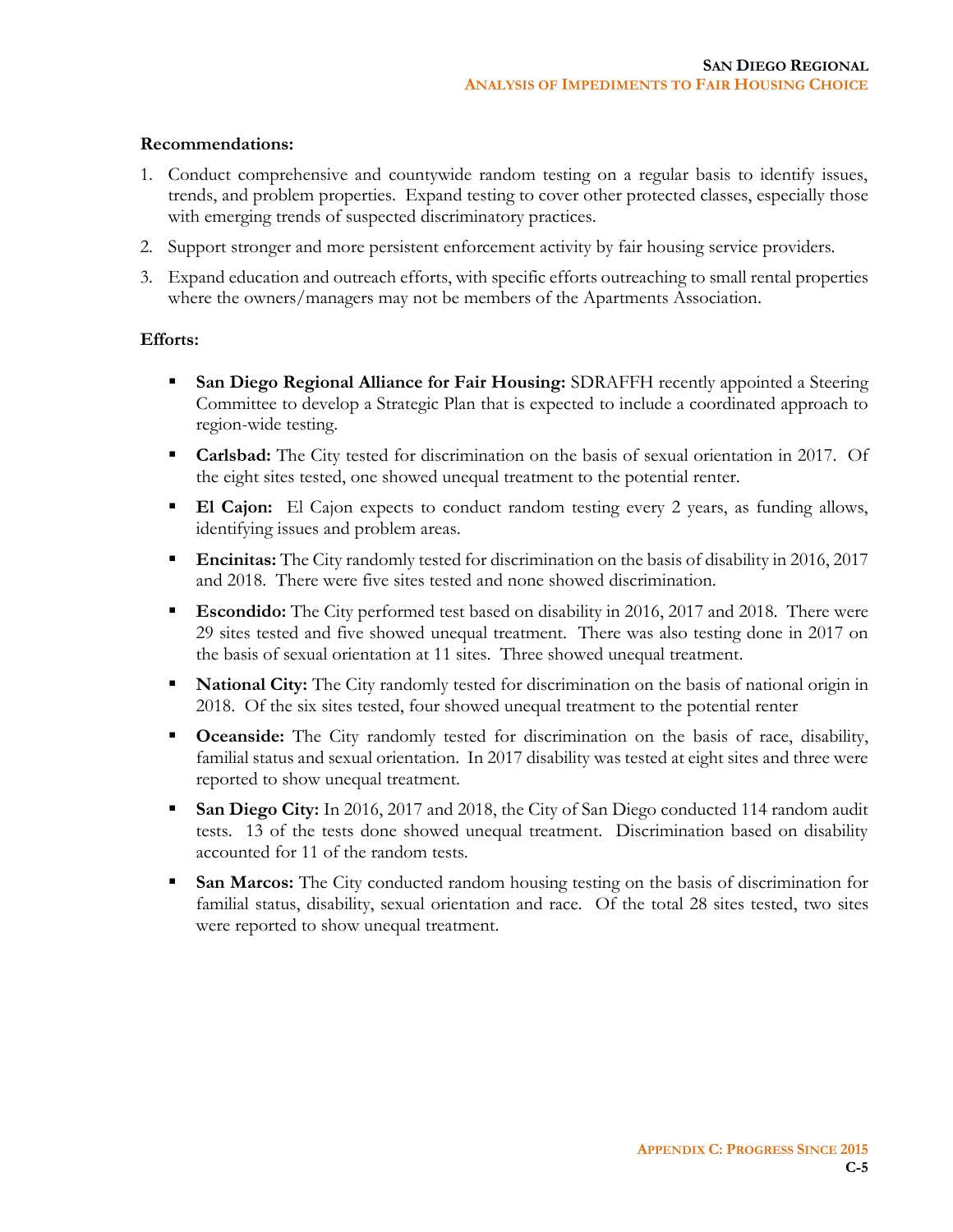**Recommendations:**

1. Conduct comprehensive and countywide random testing on a regular basis to identify issues, trends, and problem properties. Expand testing to cover other protected classes, especially those with emerging trends of suspected discriminatory practices.
2. Support stronger and more persistent enforcement activity by fair housing service providers.
3. Expand education and outreach efforts, with specific efforts outreaching to small rental properties where the owners/managers may not be members of the Apartments Association.

**Efforts:**

- **San Diego Regional Alliance for Fair Housing:** SDRAFFH recently appointed a Steering Committee to develop a Strategic Plan that is expected to include a coordinated approach to region-wide testing.
- **Carlsbad:** The City tested for discrimination on the basis of sexual orientation in 2017. Of the eight sites tested, one showed unequal treatment to the potential renter.
- **El Cajon:** El Cajon expects to conduct random testing every 2 years, as funding allows, identifying issues and problem areas.
- **Encinitas:** The City randomly tested for discrimination on the basis of disability in 2016, 2017 and 2018. There were five sites tested and none showed discrimination.
- **Escondido:** The City performed test based on disability in 2016, 2017 and 2018. There were 29 sites tested and five showed unequal treatment. There was also testing done in 2017 on the basis of sexual orientation at 11 sites. Three showed unequal treatment.
- **National City:** The City randomly tested for discrimination on the basis of national origin in 2018. Of the six sites tested, four showed unequal treatment to the potential renter
- **Oceanside:** The City randomly tested for discrimination on the basis of race, disability, familial status and sexual orientation. In 2017 disability was tested at eight sites and three were reported to show unequal treatment.
- **San Diego City:** In 2016, 2017 and 2018, the City of San Diego conducted 114 random audit tests. 13 of the tests done showed unequal treatment. Discrimination based on disability accounted for 11 of the random tests.
- **San Marcos:** The City conducted random housing testing on the basis of discrimination for familial status, disability, sexual orientation and race. Of the total 28 sites tested, two sites were reported to show unequal treatment.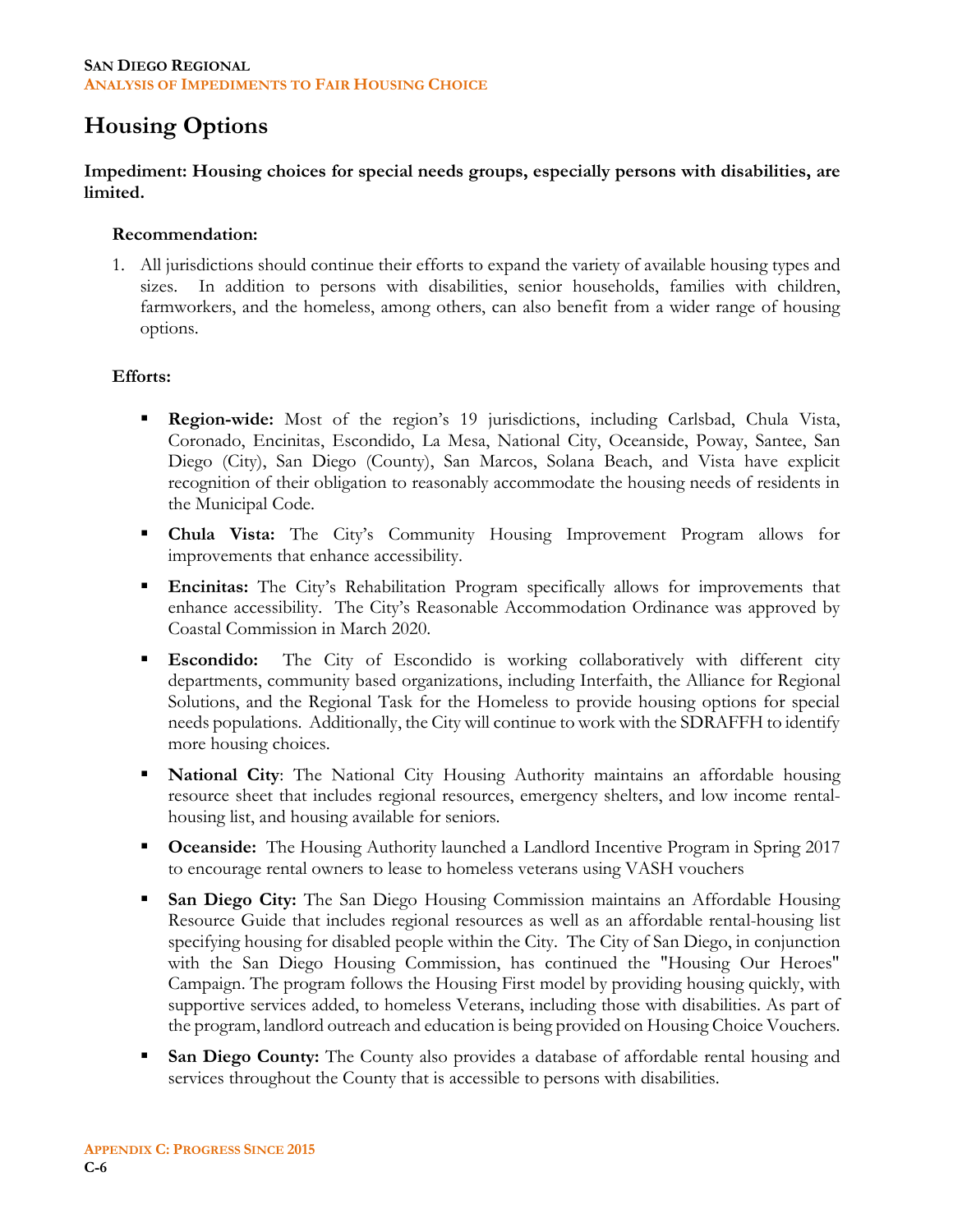# Housing Options

**Impediment: Housing choices for special needs groups, especially persons with disabilities, are limited.**

**Recommendation:**

1. All jurisdictions should continue their efforts to expand the variety of available housing types and sizes. In addition to persons with disabilities, senior households, families with children, farmworkers, and the homeless, among others, can also benefit from a wider range of housing options.

**Efforts:**

- **Region-wide:** Most of the region's 19 jurisdictions, including Carlsbad, Chula Vista, Coronado, Encinitas, Escondido, La Mesa, National City, Oceanside, Poway, Santee, San Diego (City), San Diego (County), San Marcos, Solana Beach, and Vista have explicit recognition of their obligation to reasonably accommodate the housing needs of residents in the Municipal Code.
- **Chula Vista:** The City's Community Housing Improvement Program allows for improvements that enhance accessibility.
- **Encinitas:** The City's Rehabilitation Program specifically allows for improvements that enhance accessibility. The City's Reasonable Accommodation Ordinance was approved by Coastal Commission in March 2020.
- **Escondido:** The City of Escondido is working collaboratively with different city departments, community based organizations, including Interfaith, the Alliance for Regional Solutions, and the Regional Task for the Homeless to provide housing options for special needs populations. Additionally, the City will continue to work with the SDRAFFH to identify more housing choices.
- **National City**: The National City Housing Authority maintains an affordable housing resource sheet that includes regional resources, emergency shelters, and low income rental-housing list, and housing available for seniors.
- **Oceanside:** The Housing Authority launched a Landlord Incentive Program in Spring 2017 to encourage rental owners to lease to homeless veterans using VASH vouchers
- **San Diego City:** The San Diego Housing Commission maintains an Affordable Housing Resource Guide that includes regional resources as well as an affordable rental-housing list specifying housing for disabled people within the City. The City of San Diego, in conjunction with the San Diego Housing Commission, has continued the "Housing Our Heroes" Campaign. The program follows the Housing First model by providing housing quickly, with supportive services added, to homeless Veterans, including those with disabilities. As part of the program, landlord outreach and education is being provided on Housing Choice Vouchers.
- **San Diego County:** The County also provides a database of affordable rental housing and services throughout the County that is accessible to persons with disabilities.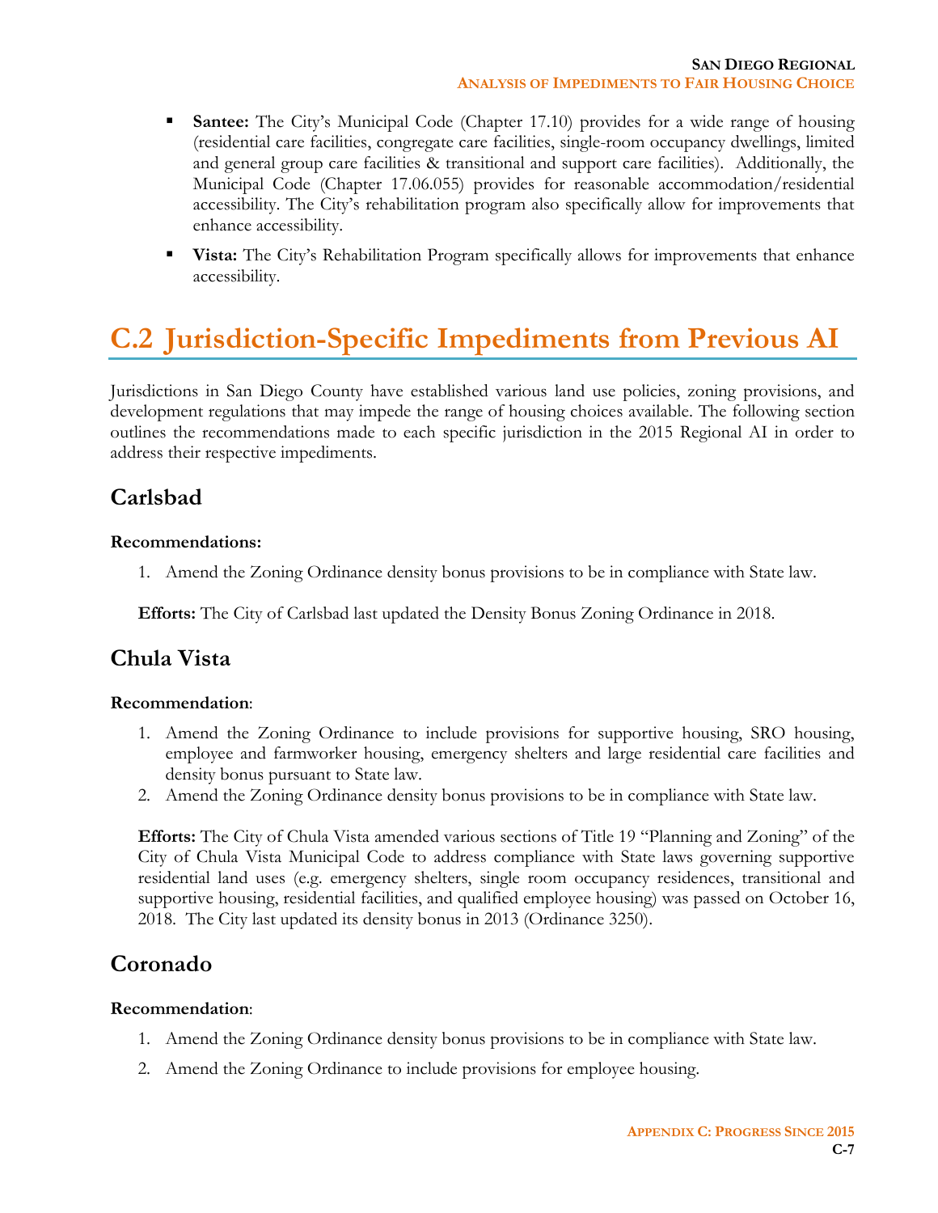- **Santee:** The City's Municipal Code (Chapter 17.10) provides for a wide range of housing (residential care facilities, congregate care facilities, single-room occupancy dwellings, limited and general group care facilities & transitional and support care facilities). Additionally, the Municipal Code (Chapter 17.06.055) provides for reasonable accommodation/residential accessibility. The City's rehabilitation program also specifically allow for improvements that enhance accessibility.
- **Vista:** The City's Rehabilitation Program specifically allows for improvements that enhance accessibility.

# C.2 Jurisdiction-Specific Impediments from Previous AI

Jurisdictions in San Diego County have established various land use policies, zoning provisions, and development regulations that may impede the range of housing choices available. The following section outlines the recommendations made to each specific jurisdiction in the 2015 Regional AI in order to address their respective impediments.

## Carlsbad

**Recommendations:**

1. Amend the Zoning Ordinance density bonus provisions to be in compliance with State law.

**Efforts:** The City of Carlsbad last updated the Density Bonus Zoning Ordinance in 2018.

## Chula Vista

**Recommendation**:

1. Amend the Zoning Ordinance to include provisions for supportive housing, SRO housing, employee and farmworker housing, emergency shelters and large residential care facilities and density bonus pursuant to State law.
2. Amend the Zoning Ordinance density bonus provisions to be in compliance with State law.

**Efforts:** The City of Chula Vista amended various sections of Title 19 "Planning and Zoning" of the City of Chula Vista Municipal Code to address compliance with State laws governing supportive residential land uses (e.g. emergency shelters, single room occupancy residences, transitional and supportive housing, residential facilities, and qualified employee housing) was passed on October 16, 2018. The City last updated its density bonus in 2013 (Ordinance 3250).

## Coronado

**Recommendation**:

1. Amend the Zoning Ordinance density bonus provisions to be in compliance with State law.
2. Amend the Zoning Ordinance to include provisions for employee housing.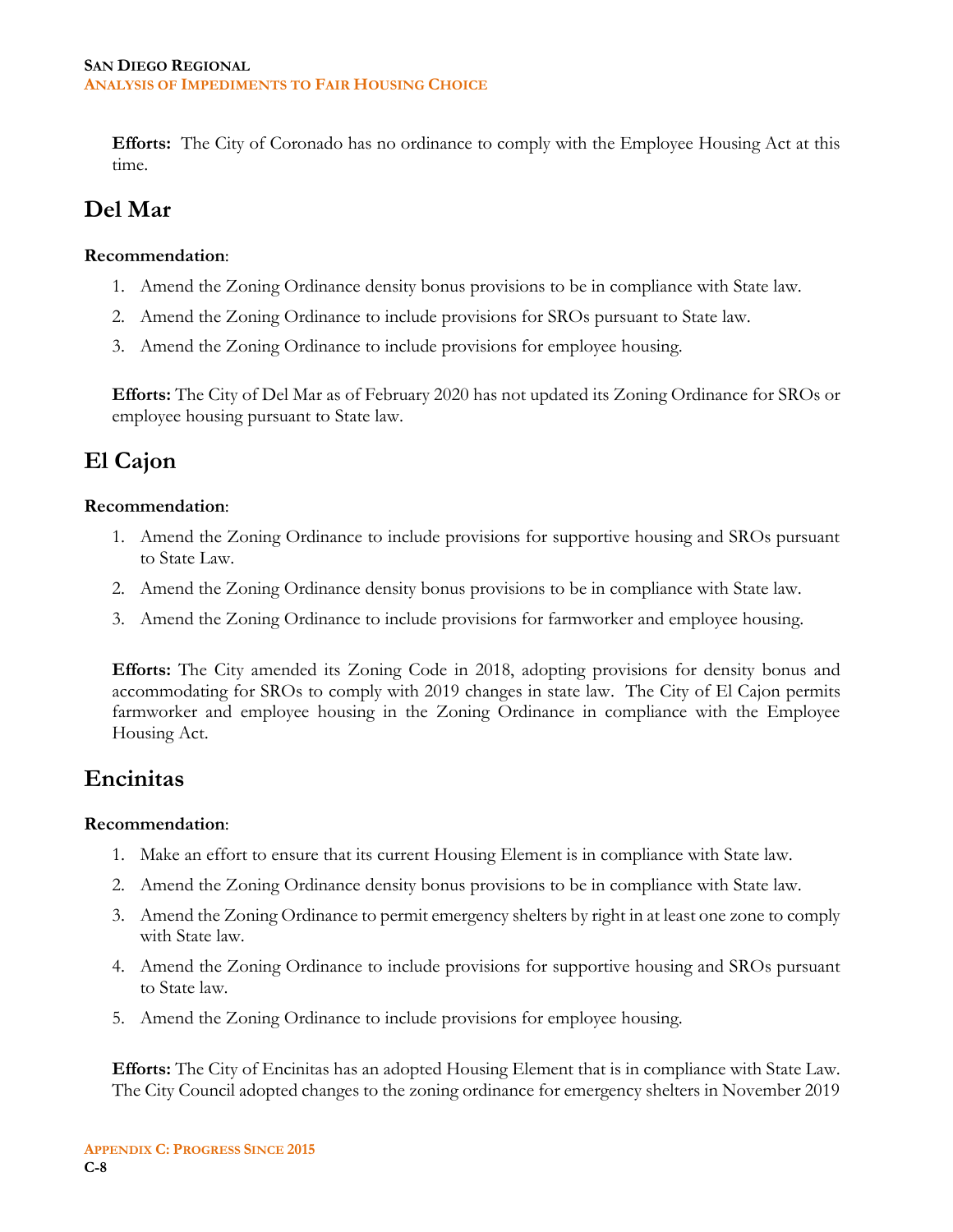**Efforts:** The City of Coronado has no ordinance to comply with the Employee Housing Act at this time.

## Del Mar

**Recommendation**:

1. Amend the Zoning Ordinance density bonus provisions to be in compliance with State law.
2. Amend the Zoning Ordinance to include provisions for SROs pursuant to State law.
3. Amend the Zoning Ordinance to include provisions for employee housing.

**Efforts:** The City of Del Mar as of February 2020 has not updated its Zoning Ordinance for SROs or employee housing pursuant to State law.

## El Cajon

**Recommendation**:

1. Amend the Zoning Ordinance to include provisions for supportive housing and SROs pursuant to State Law.
2. Amend the Zoning Ordinance density bonus provisions to be in compliance with State law.
3. Amend the Zoning Ordinance to include provisions for farmworker and employee housing.

**Efforts:** The City amended its Zoning Code in 2018, adopting provisions for density bonus and accommodating for SROs to comply with 2019 changes in state law. The City of El Cajon permits farmworker and employee housing in the Zoning Ordinance in compliance with the Employee Housing Act.

## Encinitas

**Recommendation**:

1. Make an effort to ensure that its current Housing Element is in compliance with State law.
2. Amend the Zoning Ordinance density bonus provisions to be in compliance with State law.
3. Amend the Zoning Ordinance to permit emergency shelters by right in at least one zone to comply with State law.
4. Amend the Zoning Ordinance to include provisions for supportive housing and SROs pursuant to State law.
5. Amend the Zoning Ordinance to include provisions for employee housing.

**Efforts:** The City of Encinitas has an adopted Housing Element that is in compliance with State Law. The City Council adopted changes to the zoning ordinance for emergency shelters in November 2019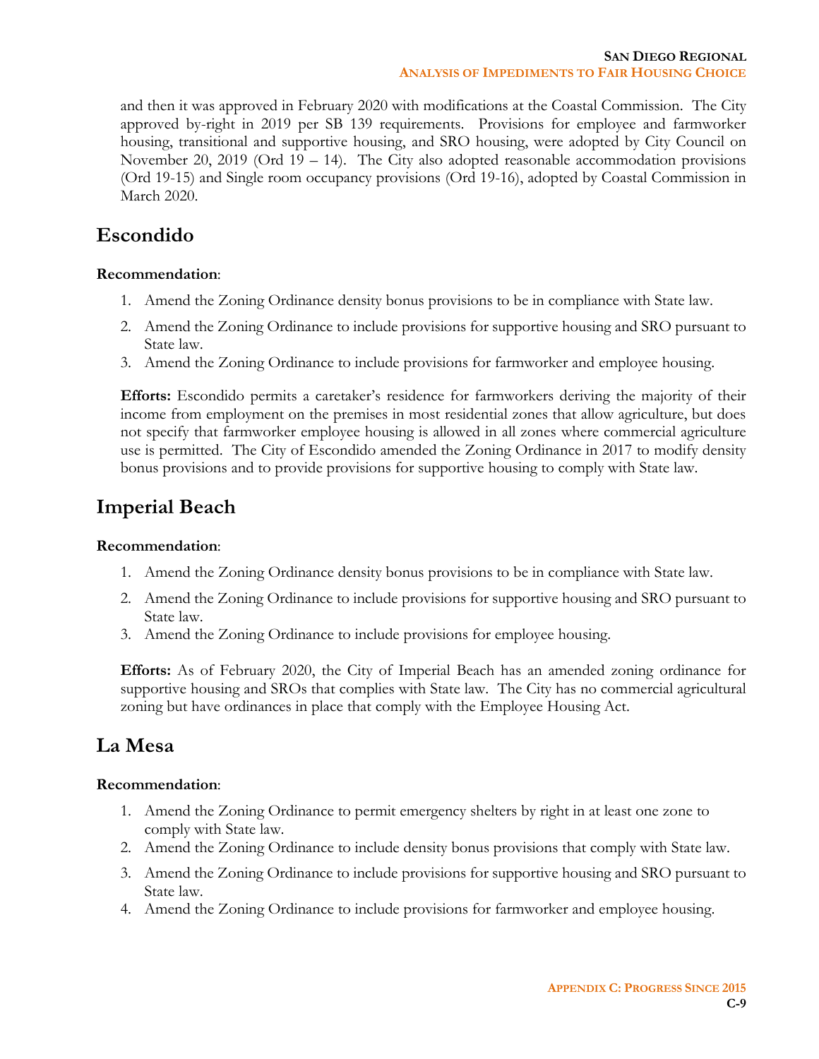and then it was approved in February 2020 with modifications at the Coastal Commission. The City approved by-right in 2019 per SB 139 requirements. Provisions for employee and farmworker housing, transitional and supportive housing, and SRO housing, were adopted by City Council on November 20, 2019 (Ord 19 – 14). The City also adopted reasonable accommodation provisions (Ord 19-15) and Single room occupancy provisions (Ord 19-16), adopted by Coastal Commission in March 2020.

## Escondido

**Recommendation**:

1. Amend the Zoning Ordinance density bonus provisions to be in compliance with State law.
2. Amend the Zoning Ordinance to include provisions for supportive housing and SRO pursuant to State law.
3. Amend the Zoning Ordinance to include provisions for farmworker and employee housing.

**Efforts:** Escondido permits a caretaker's residence for farmworkers deriving the majority of their income from employment on the premises in most residential zones that allow agriculture, but does not specify that farmworker employee housing is allowed in all zones where commercial agriculture use is permitted. The City of Escondido amended the Zoning Ordinance in 2017 to modify density bonus provisions and to provide provisions for supportive housing to comply with State law.

## Imperial Beach

**Recommendation**:

1. Amend the Zoning Ordinance density bonus provisions to be in compliance with State law.
2. Amend the Zoning Ordinance to include provisions for supportive housing and SRO pursuant to State law.
3. Amend the Zoning Ordinance to include provisions for employee housing.

**Efforts:** As of February 2020, the City of Imperial Beach has an amended zoning ordinance for supportive housing and SROs that complies with State law. The City has no commercial agricultural zoning but have ordinances in place that comply with the Employee Housing Act.

## La Mesa

**Recommendation**:

1. Amend the Zoning Ordinance to permit emergency shelters by right in at least one zone to comply with State law.
2. Amend the Zoning Ordinance to include density bonus provisions that comply with State law.
3. Amend the Zoning Ordinance to include provisions for supportive housing and SRO pursuant to State law.
4. Amend the Zoning Ordinance to include provisions for farmworker and employee housing.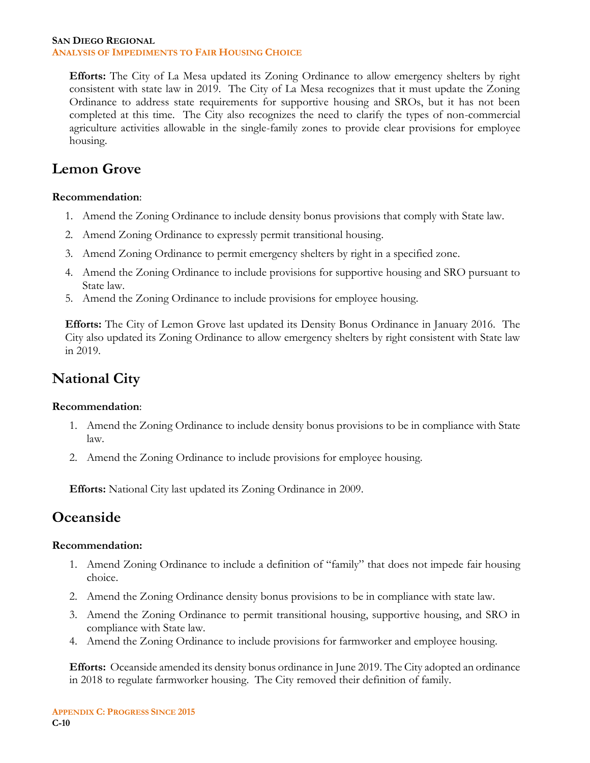**Efforts:** The City of La Mesa updated its Zoning Ordinance to allow emergency shelters by right consistent with state law in 2019. The City of La Mesa recognizes that it must update the Zoning Ordinance to address state requirements for supportive housing and SROs, but it has not been completed at this time. The City also recognizes the need to clarify the types of non-commercial agriculture activities allowable in the single-family zones to provide clear provisions for employee housing.

## Lemon Grove

**Recommendation**:

1. Amend the Zoning Ordinance to include density bonus provisions that comply with State law.
2. Amend Zoning Ordinance to expressly permit transitional housing.
3. Amend Zoning Ordinance to permit emergency shelters by right in a specified zone.
4. Amend the Zoning Ordinance to include provisions for supportive housing and SRO pursuant to State law.
5. Amend the Zoning Ordinance to include provisions for employee housing.

**Efforts:** The City of Lemon Grove last updated its Density Bonus Ordinance in January 2016. The City also updated its Zoning Ordinance to allow emergency shelters by right consistent with State law in 2019.

## National City

**Recommendation**:

1. Amend the Zoning Ordinance to include density bonus provisions to be in compliance with State law.
2. Amend the Zoning Ordinance to include provisions for employee housing.

**Efforts:** National City last updated its Zoning Ordinance in 2009.

## Oceanside

**Recommendation:**

1. Amend Zoning Ordinance to include a definition of "family" that does not impede fair housing choice.
2. Amend the Zoning Ordinance density bonus provisions to be in compliance with state law.
3. Amend the Zoning Ordinance to permit transitional housing, supportive housing, and SRO in compliance with State law.
4. Amend the Zoning Ordinance to include provisions for farmworker and employee housing.

**Efforts:** Oceanside amended its density bonus ordinance in June 2019. The City adopted an ordinance in 2018 to regulate farmworker housing. The City removed their definition of family.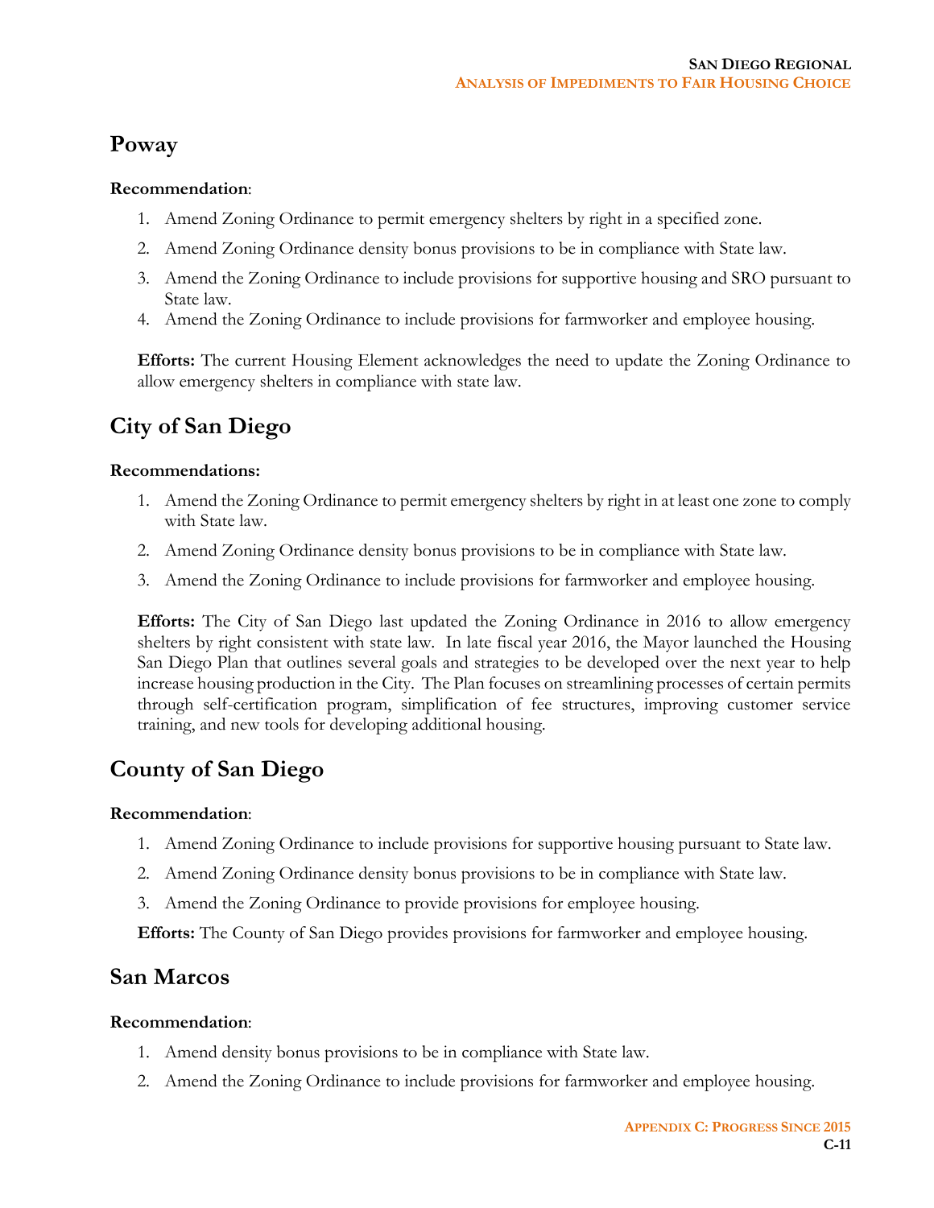## Poway

**Recommendation**:

1. Amend Zoning Ordinance to permit emergency shelters by right in a specified zone.
2. Amend Zoning Ordinance density bonus provisions to be in compliance with State law.
3. Amend the Zoning Ordinance to include provisions for supportive housing and SRO pursuant to State law.
4. Amend the Zoning Ordinance to include provisions for farmworker and employee housing.

**Efforts:** The current Housing Element acknowledges the need to update the Zoning Ordinance to allow emergency shelters in compliance with state law.

## City of San Diego

**Recommendations:**

1. Amend the Zoning Ordinance to permit emergency shelters by right in at least one zone to comply with State law.
2. Amend Zoning Ordinance density bonus provisions to be in compliance with State law.
3. Amend the Zoning Ordinance to include provisions for farmworker and employee housing.

**Efforts:** The City of San Diego last updated the Zoning Ordinance in 2016 to allow emergency shelters by right consistent with state law. In late fiscal year 2016, the Mayor launched the Housing San Diego Plan that outlines several goals and strategies to be developed over the next year to help increase housing production in the City. The Plan focuses on streamlining processes of certain permits through self-certification program, simplification of fee structures, improving customer service training, and new tools for developing additional housing.

## County of San Diego

**Recommendation**:

1. Amend Zoning Ordinance to include provisions for supportive housing pursuant to State law.
2. Amend Zoning Ordinance density bonus provisions to be in compliance with State law.
3. Amend the Zoning Ordinance to provide provisions for employee housing.

**Efforts:** The County of San Diego provides provisions for farmworker and employee housing.

## San Marcos

**Recommendation**:

1. Amend density bonus provisions to be in compliance with State law.
2. Amend the Zoning Ordinance to include provisions for farmworker and employee housing.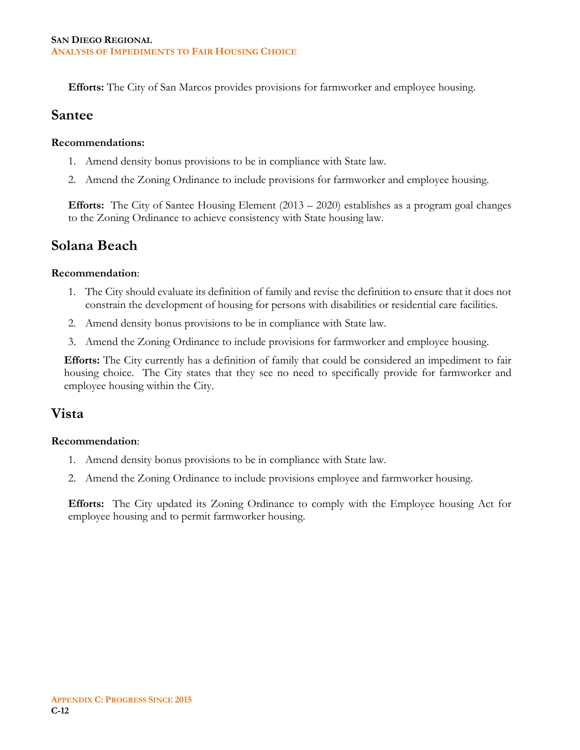**Efforts:** The City of San Marcos provides provisions for farmworker and employee housing.

## Santee

**Recommendations:**

1. Amend density bonus provisions to be in compliance with State law.
2. Amend the Zoning Ordinance to include provisions for farmworker and employee housing.

**Efforts:** The City of Santee Housing Element (2013 – 2020) establishes as a program goal changes to the Zoning Ordinance to achieve consistency with State housing law.

## Solana Beach

**Recommendation**:

1. The City should evaluate its definition of family and revise the definition to ensure that it does not constrain the development of housing for persons with disabilities or residential care facilities.
2. Amend density bonus provisions to be in compliance with State law.
3. Amend the Zoning Ordinance to include provisions for farmworker and employee housing.

**Efforts:** The City currently has a definition of family that could be considered an impediment to fair housing choice. The City states that they see no need to specifically provide for farmworker and employee housing within the City.

## Vista

**Recommendation**:

1. Amend density bonus provisions to be in compliance with State law.
2. Amend the Zoning Ordinance to include provisions employee and farmworker housing.

**Efforts:** The City updated its Zoning Ordinance to comply with the Employee housing Act for employee housing and to permit farmworker housing.